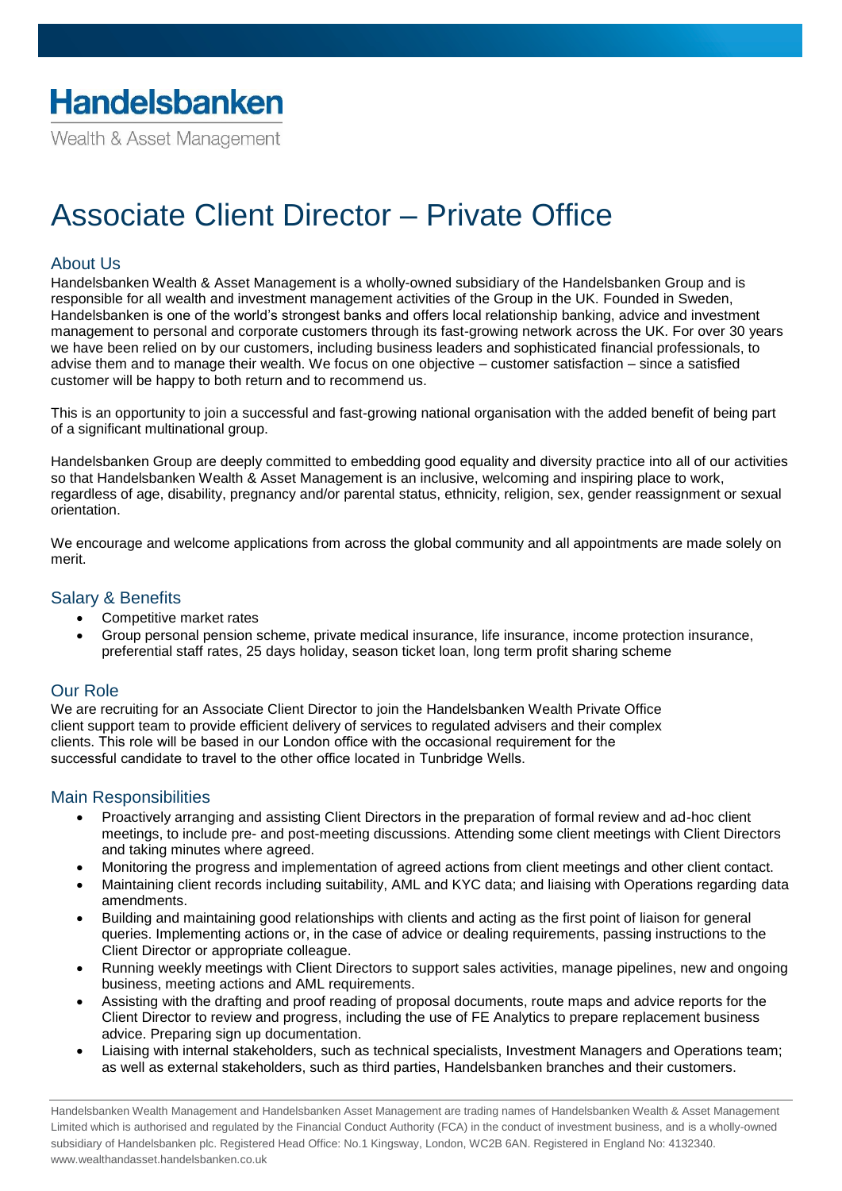# Handelsbanken

Wealth & Asset Management

# Associate Client Director – Private Office

## About Us

Handelsbanken Wealth & Asset Management is a wholly-owned subsidiary of the Handelsbanken Group and is responsible for all wealth and investment management activities of the Group in the UK. Founded in Sweden, Handelsbanken is one of the world's strongest banks and offers local relationship banking, advice and investment management to personal and corporate customers through its fast-growing network across the UK. For over 30 years we have been relied on by our customers, including business leaders and sophisticated financial professionals, to advise them and to manage their wealth. We focus on one objective – customer satisfaction – since a satisfied customer will be happy to both return and to recommend us.

This is an opportunity to join a successful and fast-growing national organisation with the added benefit of being part of a significant multinational group.

Handelsbanken Group are deeply committed to embedding good equality and diversity practice into all of our activities so that Handelsbanken Wealth & Asset Management is an inclusive, welcoming and inspiring place to work, regardless of age, disability, pregnancy and/or parental status, ethnicity, religion, sex, gender reassignment or sexual orientation.

We encourage and welcome applications from across the global community and all appointments are made solely on merit.

## Salary & Benefits

- Competitive market rates
- Group personal pension scheme, private medical insurance, life insurance, income protection insurance, preferential staff rates, 25 days holiday, season ticket loan, long term profit sharing scheme

## Our Role

We are recruiting for an Associate Client Director to join the Handelsbanken Wealth Private Office client support team to provide efficient delivery of services to regulated advisers and their complex clients. This role will be based in our London office with the occasional requirement for the successful candidate to travel to the other office located in Tunbridge Wells.

## Main Responsibilities

- Proactively arranging and assisting Client Directors in the preparation of formal review and ad-hoc client meetings, to include pre- and post-meeting discussions. Attending some client meetings with Client Directors and taking minutes where agreed.
- Monitoring the progress and implementation of agreed actions from client meetings and other client contact.
- Maintaining client records including suitability, AML and KYC data; and liaising with Operations regarding data amendments.
- Building and maintaining good relationships with clients and acting as the first point of liaison for general queries. Implementing actions or, in the case of advice or dealing requirements, passing instructions to the Client Director or appropriate colleague.
- Running weekly meetings with Client Directors to support sales activities, manage pipelines, new and ongoing business, meeting actions and AML requirements.
- Assisting with the drafting and proof reading of proposal documents, route maps and advice reports for the Client Director to review and progress, including the use of FE Analytics to prepare replacement business advice. Preparing sign up documentation.
- Liaising with internal stakeholders, such as technical specialists, Investment Managers and Operations team; as well as external stakeholders, such as third parties, Handelsbanken branches and their customers.

Handelsbanken Wealth Management and Handelsbanken Asset Management are trading names of Handelsbanken Wealth & Asset Management Limited which is authorised and regulated by the Financial Conduct Authority (FCA) in the conduct of investment business, and is a wholly-owned subsidiary of Handelsbanken plc. Registered Head Office: No.1 Kingsway, London, WC2B 6AN. Registered in England No: 4132340. www.wealthandasset.handelsbanken.co.uk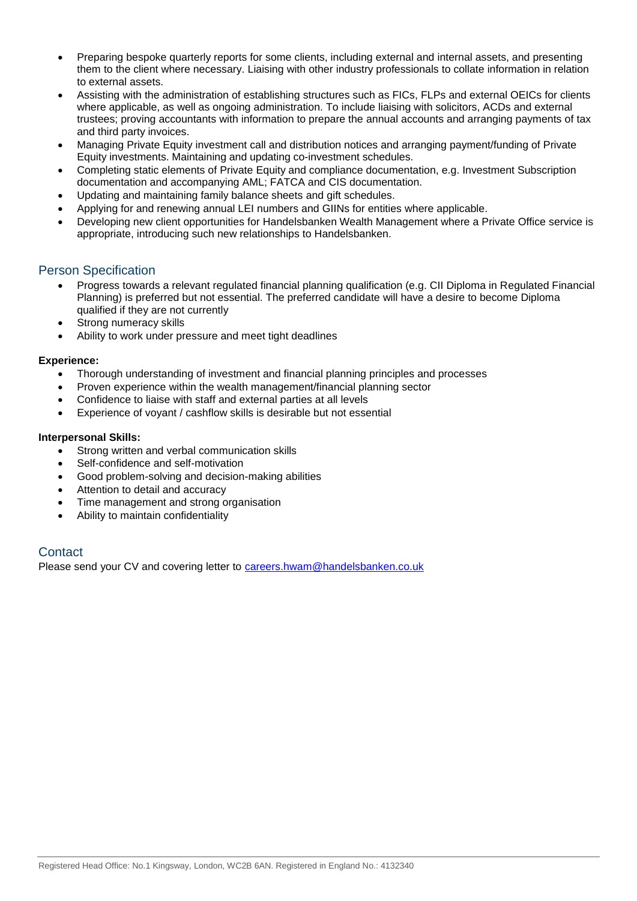- Preparing bespoke quarterly reports for some clients, including external and internal assets, and presenting them to the client where necessary. Liaising with other industry professionals to collate information in relation to external assets.
- Assisting with the administration of establishing structures such as FICs, FLPs and external OEICs for clients where applicable, as well as ongoing administration. To include liaising with solicitors, ACDs and external trustees; proving accountants with information to prepare the annual accounts and arranging payments of tax and third party invoices.
- Managing Private Equity investment call and distribution notices and arranging payment/funding of Private Equity investments. Maintaining and updating co-investment schedules.
- Completing static elements of Private Equity and compliance documentation, e.g. Investment Subscription documentation and accompanying AML; FATCA and CIS documentation.
- Updating and maintaining family balance sheets and gift schedules.
- Applying for and renewing annual LEI numbers and GIINs for entities where applicable.
- Developing new client opportunities for Handelsbanken Wealth Management where a Private Office service is appropriate, introducing such new relationships to Handelsbanken.

## Person Specification

- Progress towards a relevant regulated financial planning qualification (e.g. CII Diploma in Regulated Financial Planning) is preferred but not essential. The preferred candidate will have a desire to become Diploma qualified if they are not currently
- Strong numeracy skills
- Ability to work under pressure and meet tight deadlines

**Experience:**

- Thorough understanding of investment and financial planning principles and processes
- Proven experience within the wealth management/financial planning sector
- Confidence to liaise with staff and external parties at all levels
- Experience of voyant / cashflow skills is desirable but not essential

**Interpersonal Skills:**

- Strong written and verbal communication skills
- Self-confidence and self-motivation
- Good problem-solving and decision-making abilities
- Attention to detail and accuracy
- Time management and strong organisation
- Ability to maintain confidentiality

## Contact

Please send your CV and covering letter to careers.hwam@handelsbanken.co.uk

Registered Head Office: No.1 Kingsway, London, WC2B 6AN. Registered in England No.: 4132340